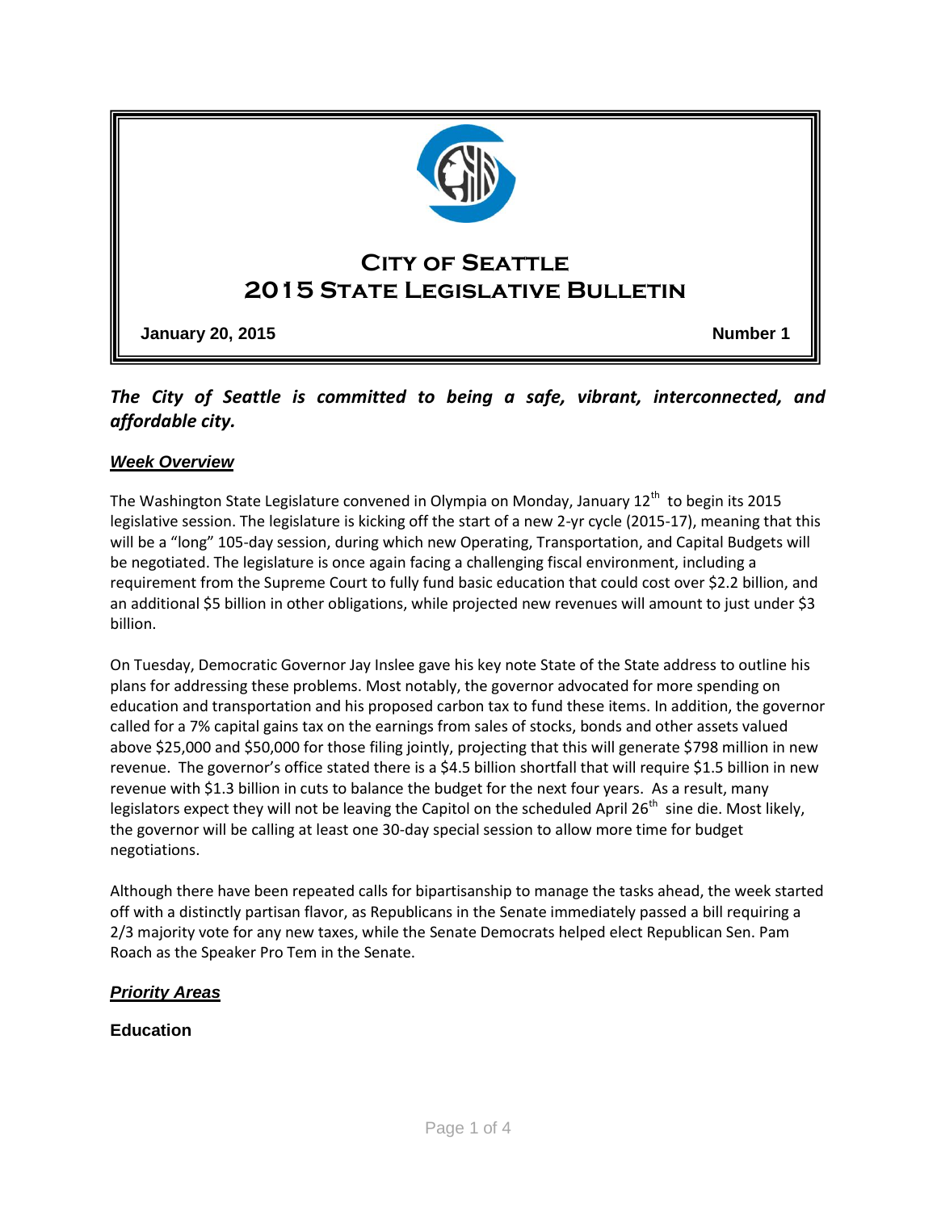# City of Seattle 2015 State Legislative Bulletin

**January 20, 2015** **Number 1**

***The City of Seattle is committed to being a safe, vibrant, interconnected, and affordable city.***

## *Week Overview*

The Washington State Legislature convened in Olympia on Monday, January 12th to begin its 2015 legislative session. The legislature is kicking off the start of a new 2-yr cycle (2015-17), meaning that this will be a "long" 105-day session, during which new Operating, Transportation, and Capital Budgets will be negotiated. The legislature is once again facing a challenging fiscal environment, including a requirement from the Supreme Court to fully fund basic education that could cost over $2.2 billion, and an additional $5 billion in other obligations, while projected new revenues will amount to just under $3 billion.

On Tuesday, Democratic Governor Jay Inslee gave his key note State of the State address to outline his plans for addressing these problems. Most notably, the governor advocated for more spending on education and transportation and his proposed carbon tax to fund these items. In addition, the governor called for a 7% capital gains tax on the earnings from sales of stocks, bonds and other assets valued above $25,000 and $50,000 for those filing jointly, projecting that this will generate $798 million in new revenue. The governor's office stated there is a $4.5 billion shortfall that will require $1.5 billion in new revenue with $1.3 billion in cuts to balance the budget for the next four years. As a result, many legislators expect they will not be leaving the Capitol on the scheduled April 26th sine die. Most likely, the governor will be calling at least one 30-day special session to allow more time for budget negotiations.

Although there have been repeated calls for bipartisanship to manage the tasks ahead, the week started off with a distinctly partisan flavor, as Republicans in the Senate immediately passed a bill requiring a 2/3 majority vote for any new taxes, while the Senate Democrats helped elect Republican Sen. Pam Roach as the Speaker Pro Tem in the Senate.

## *Priority Areas*

### Education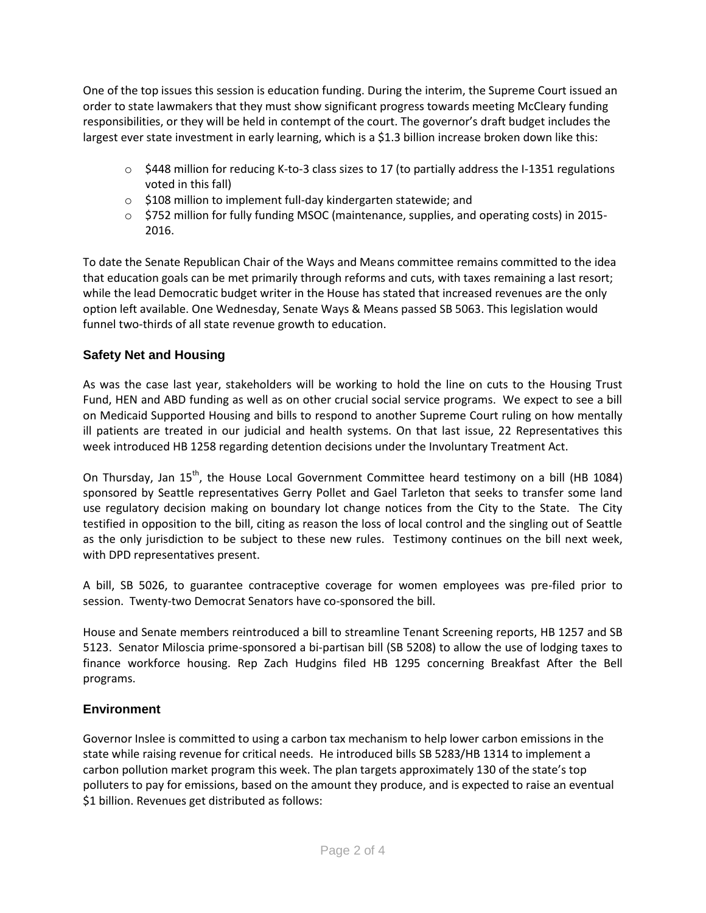One of the top issues this session is education funding. During the interim, the Supreme Court issued an order to state lawmakers that they must show significant progress towards meeting McCleary funding responsibilities, or they will be held in contempt of the court. The governor's draft budget includes the largest ever state investment in early learning, which is a $1.3 billion increase broken down like this:

- $448 million for reducing K-to-3 class sizes to 17 (to partially address the I-1351 regulations voted in this fall)
- $108 million to implement full-day kindergarten statewide; and
- $752 million for fully funding MSOC (maintenance, supplies, and operating costs) in 2015-2016.

To date the Senate Republican Chair of the Ways and Means committee remains committed to the idea that education goals can be met primarily through reforms and cuts, with taxes remaining a last resort; while the lead Democratic budget writer in the House has stated that increased revenues are the only option left available. One Wednesday, Senate Ways & Means passed SB 5063. This legislation would funnel two-thirds of all state revenue growth to education.

### Safety Net and Housing

As was the case last year, stakeholders will be working to hold the line on cuts to the Housing Trust Fund, HEN and ABD funding as well as on other crucial social service programs. We expect to see a bill on Medicaid Supported Housing and bills to respond to another Supreme Court ruling on how mentally ill patients are treated in our judicial and health systems. On that last issue, 22 Representatives this week introduced HB 1258 regarding detention decisions under the Involuntary Treatment Act.

On Thursday, Jan 15th, the House Local Government Committee heard testimony on a bill (HB 1084) sponsored by Seattle representatives Gerry Pollet and Gael Tarleton that seeks to transfer some land use regulatory decision making on boundary lot change notices from the City to the State. The City testified in opposition to the bill, citing as reason the loss of local control and the singling out of Seattle as the only jurisdiction to be subject to these new rules. Testimony continues on the bill next week, with DPD representatives present.

A bill, SB 5026, to guarantee contraceptive coverage for women employees was pre-filed prior to session. Twenty-two Democrat Senators have co-sponsored the bill.

House and Senate members reintroduced a bill to streamline Tenant Screening reports, HB 1257 and SB 5123. Senator Miloscia prime-sponsored a bi-partisan bill (SB 5208) to allow the use of lodging taxes to finance workforce housing. Rep Zach Hudgins filed HB 1295 concerning Breakfast After the Bell programs.

### Environment

Governor Inslee is committed to using a carbon tax mechanism to help lower carbon emissions in the state while raising revenue for critical needs. He introduced bills SB 5283/HB 1314 to implement a carbon pollution market program this week. The plan targets approximately 130 of the state's top polluters to pay for emissions, based on the amount they produce, and is expected to raise an eventual $1 billion. Revenues get distributed as follows: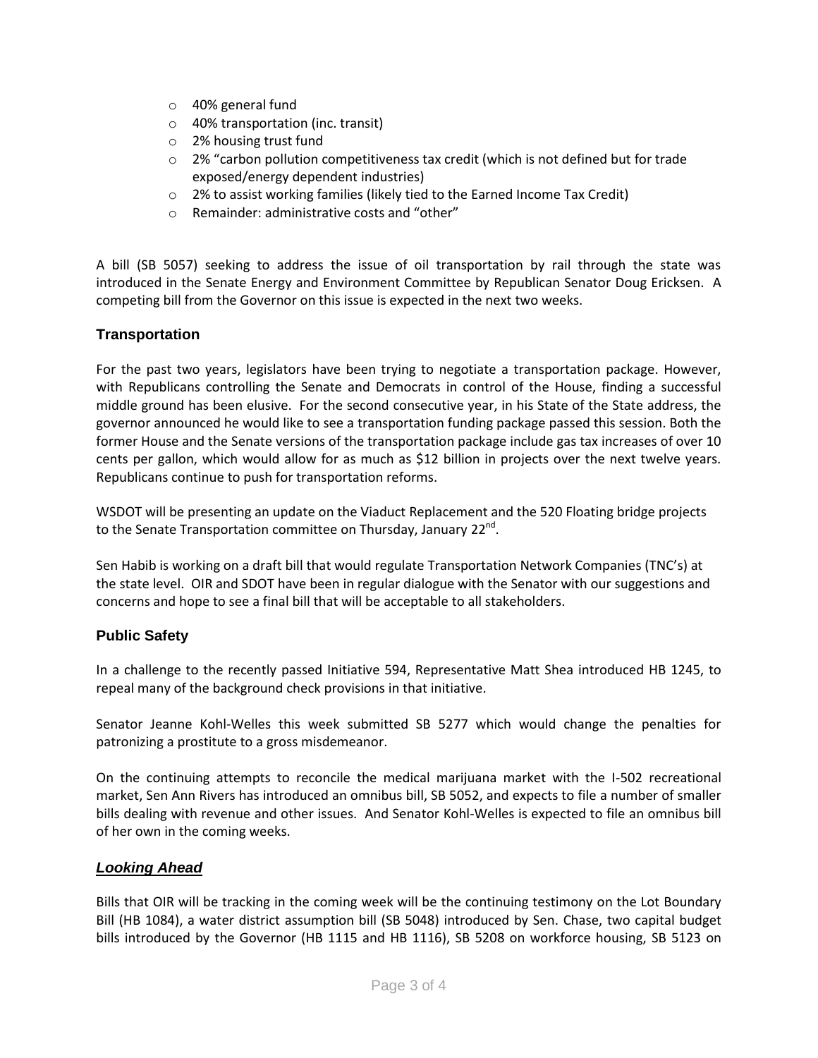- 40% general fund
- 40% transportation (inc. transit)
- 2% housing trust fund
- 2% "carbon pollution competitiveness tax credit (which is not defined but for trade exposed/energy dependent industries)
- 2% to assist working families (likely tied to the Earned Income Tax Credit)
- Remainder: administrative costs and "other"

A bill (SB 5057) seeking to address the issue of oil transportation by rail through the state was introduced in the Senate Energy and Environment Committee by Republican Senator Doug Ericksen. A competing bill from the Governor on this issue is expected in the next two weeks.

## Transportation

For the past two years, legislators have been trying to negotiate a transportation package. However, with Republicans controlling the Senate and Democrats in control of the House, finding a successful middle ground has been elusive. For the second consecutive year, in his State of the State address, the governor announced he would like to see a transportation funding package passed this session. Both the former House and the Senate versions of the transportation package include gas tax increases of over 10 cents per gallon, which would allow for as much as $12 billion in projects over the next twelve years. Republicans continue to push for transportation reforms.

WSDOT will be presenting an update on the Viaduct Replacement and the 520 Floating bridge projects to the Senate Transportation committee on Thursday, January 22nd.

Sen Habib is working on a draft bill that would regulate Transportation Network Companies (TNC's) at the state level. OIR and SDOT have been in regular dialogue with the Senator with our suggestions and concerns and hope to see a final bill that will be acceptable to all stakeholders.

## Public Safety

In a challenge to the recently passed Initiative 594, Representative Matt Shea introduced HB 1245, to repeal many of the background check provisions in that initiative.

Senator Jeanne Kohl-Welles this week submitted SB 5277 which would change the penalties for patronizing a prostitute to a gross misdemeanor.

On the continuing attempts to reconcile the medical marijuana market with the I-502 recreational market, Sen Ann Rivers has introduced an omnibus bill, SB 5052, and expects to file a number of smaller bills dealing with revenue and other issues. And Senator Kohl-Welles is expected to file an omnibus bill of her own in the coming weeks.

## ***Looking Ahead***

Bills that OIR will be tracking in the coming week will be the continuing testimony on the Lot Boundary Bill (HB 1084), a water district assumption bill (SB 5048) introduced by Sen. Chase, two capital budget bills introduced by the Governor (HB 1115 and HB 1116), SB 5208 on workforce housing, SB 5123 on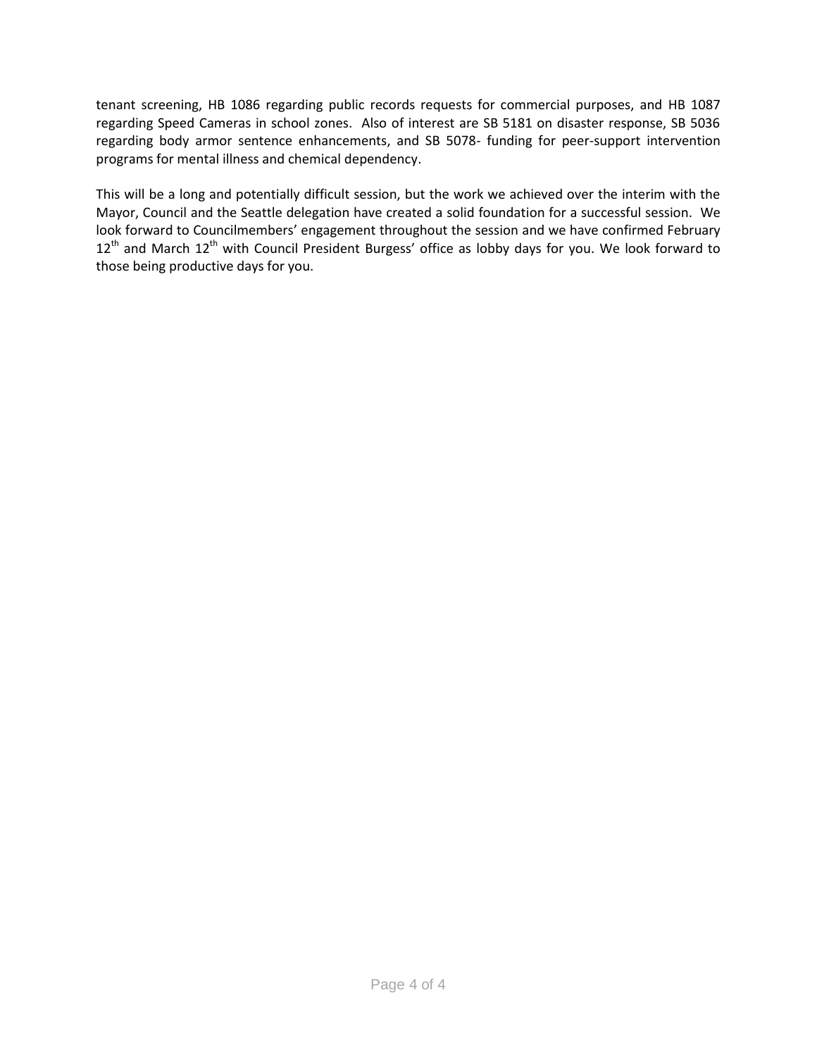tenant screening, HB 1086 regarding public records requests for commercial purposes, and HB 1087 regarding Speed Cameras in school zones.  Also of interest are SB 5181 on disaster response, SB 5036 regarding body armor sentence enhancements, and SB 5078- funding for peer-support intervention programs for mental illness and chemical dependency.

This will be a long and potentially difficult session, but the work we achieved over the interim with the Mayor, Council and the Seattle delegation have created a solid foundation for a successful session.  We look forward to Councilmembers' engagement throughout the session and we have confirmed February 12th and March 12th with Council President Burgess' office as lobby days for you. We look forward to those being productive days for you.